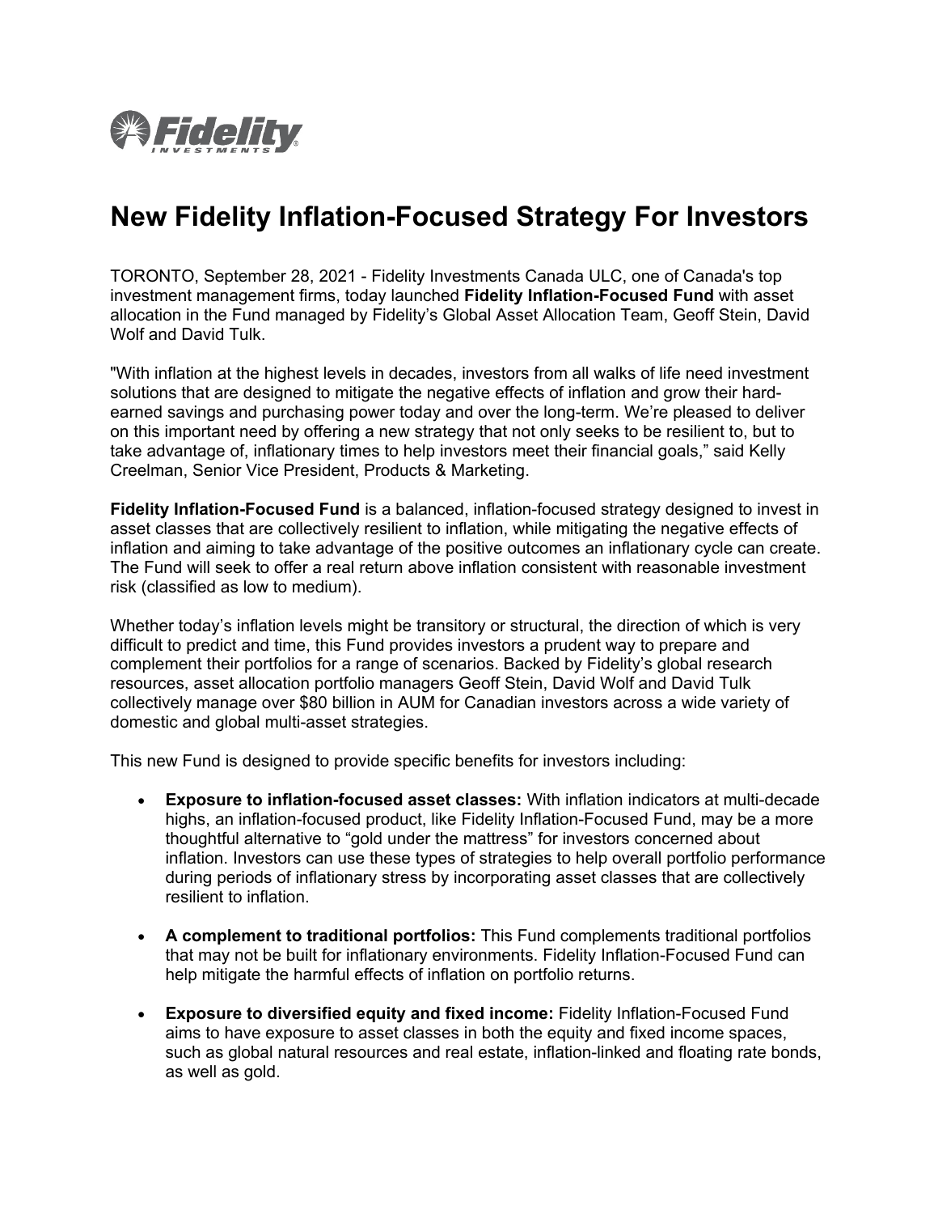# New Fidelity Inflation-Focused Strategy For Investors

TORONTO, September 28, 2021 - Fidelity Investments Canada ULC, one of Canada's top investment management firms, today launched **Fidelity Inflation-Focused Fund** with asset allocation in the Fund managed by Fidelity's Global Asset Allocation Team, Geoff Stein, David Wolf and David Tulk.

"With inflation at the highest levels in decades, investors from all walks of life need investment solutions that are designed to mitigate the negative effects of inflation and grow their hard-earned savings and purchasing power today and over the long-term. We're pleased to deliver on this important need by offering a new strategy that not only seeks to be resilient to, but to take advantage of, inflationary times to help investors meet their financial goals," said Kelly Creelman, Senior Vice President, Products & Marketing.

**Fidelity Inflation-Focused Fund** is a balanced, inflation-focused strategy designed to invest in asset classes that are collectively resilient to inflation, while mitigating the negative effects of inflation and aiming to take advantage of the positive outcomes an inflationary cycle can create. The Fund will seek to offer a real return above inflation consistent with reasonable investment risk (classified as low to medium).

Whether today's inflation levels might be transitory or structural, the direction of which is very difficult to predict and time, this Fund provides investors a prudent way to prepare and complement their portfolios for a range of scenarios. Backed by Fidelity's global research resources, asset allocation portfolio managers Geoff Stein, David Wolf and David Tulk collectively manage over $80 billion in AUM for Canadian investors across a wide variety of domestic and global multi-asset strategies.

This new Fund is designed to provide specific benefits for investors including:

- **Exposure to inflation-focused asset classes:** With inflation indicators at multi-decade highs, an inflation-focused product, like Fidelity Inflation-Focused Fund, may be a more thoughtful alternative to "gold under the mattress" for investors concerned about inflation. Investors can use these types of strategies to help overall portfolio performance during periods of inflationary stress by incorporating asset classes that are collectively resilient to inflation.

- **A complement to traditional portfolios:** This Fund complements traditional portfolios that may not be built for inflationary environments. Fidelity Inflation-Focused Fund can help mitigate the harmful effects of inflation on portfolio returns.

- **Exposure to diversified equity and fixed income:** Fidelity Inflation-Focused Fund aims to have exposure to asset classes in both the equity and fixed income spaces, such as global natural resources and real estate, inflation-linked and floating rate bonds, as well as gold.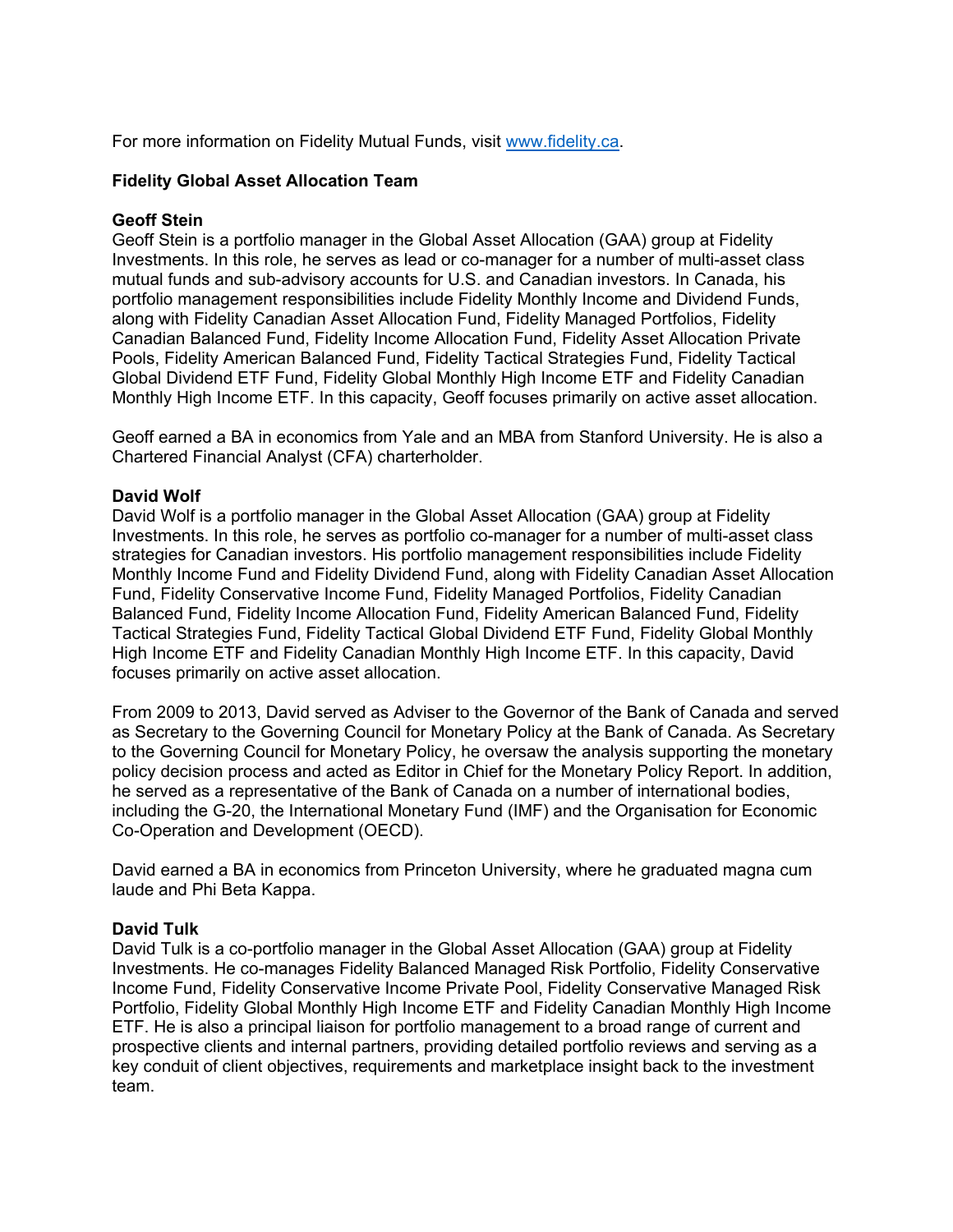For more information on Fidelity Mutual Funds, visit [www.fidelity.ca](www.fidelity.ca).

**Fidelity Global Asset Allocation Team**

**Geoff Stein**

Geoff Stein is a portfolio manager in the Global Asset Allocation (GAA) group at Fidelity Investments. In this role, he serves as lead or co-manager for a number of multi-asset class mutual funds and sub-advisory accounts for U.S. and Canadian investors. In Canada, his portfolio management responsibilities include Fidelity Monthly Income and Dividend Funds, along with Fidelity Canadian Asset Allocation Fund, Fidelity Managed Portfolios, Fidelity Canadian Balanced Fund, Fidelity Income Allocation Fund, Fidelity Asset Allocation Private Pools, Fidelity American Balanced Fund, Fidelity Tactical Strategies Fund, Fidelity Tactical Global Dividend ETF Fund, Fidelity Global Monthly High Income ETF and Fidelity Canadian Monthly High Income ETF. In this capacity, Geoff focuses primarily on active asset allocation.

Geoff earned a BA in economics from Yale and an MBA from Stanford University. He is also a Chartered Financial Analyst (CFA) charterholder.

**David Wolf**

David Wolf is a portfolio manager in the Global Asset Allocation (GAA) group at Fidelity Investments. In this role, he serves as portfolio co-manager for a number of multi-asset class strategies for Canadian investors. His portfolio management responsibilities include Fidelity Monthly Income Fund and Fidelity Dividend Fund, along with Fidelity Canadian Asset Allocation Fund, Fidelity Conservative Income Fund, Fidelity Managed Portfolios, Fidelity Canadian Balanced Fund, Fidelity Income Allocation Fund, Fidelity American Balanced Fund, Fidelity Tactical Strategies Fund, Fidelity Tactical Global Dividend ETF Fund, Fidelity Global Monthly High Income ETF and Fidelity Canadian Monthly High Income ETF. In this capacity, David focuses primarily on active asset allocation.

From 2009 to 2013, David served as Adviser to the Governor of the Bank of Canada and served as Secretary to the Governing Council for Monetary Policy at the Bank of Canada. As Secretary to the Governing Council for Monetary Policy, he oversaw the analysis supporting the monetary policy decision process and acted as Editor in Chief for the Monetary Policy Report. In addition, he served as a representative of the Bank of Canada on a number of international bodies, including the G-20, the International Monetary Fund (IMF) and the Organisation for Economic Co-Operation and Development (OECD).

David earned a BA in economics from Princeton University, where he graduated magna cum laude and Phi Beta Kappa.

**David Tulk**

David Tulk is a co-portfolio manager in the Global Asset Allocation (GAA) group at Fidelity Investments. He co-manages Fidelity Balanced Managed Risk Portfolio, Fidelity Conservative Income Fund, Fidelity Conservative Income Private Pool, Fidelity Conservative Managed Risk Portfolio, Fidelity Global Monthly High Income ETF and Fidelity Canadian Monthly High Income ETF. He is also a principal liaison for portfolio management to a broad range of current and prospective clients and internal partners, providing detailed portfolio reviews and serving as a key conduit of client objectives, requirements and marketplace insight back to the investment team.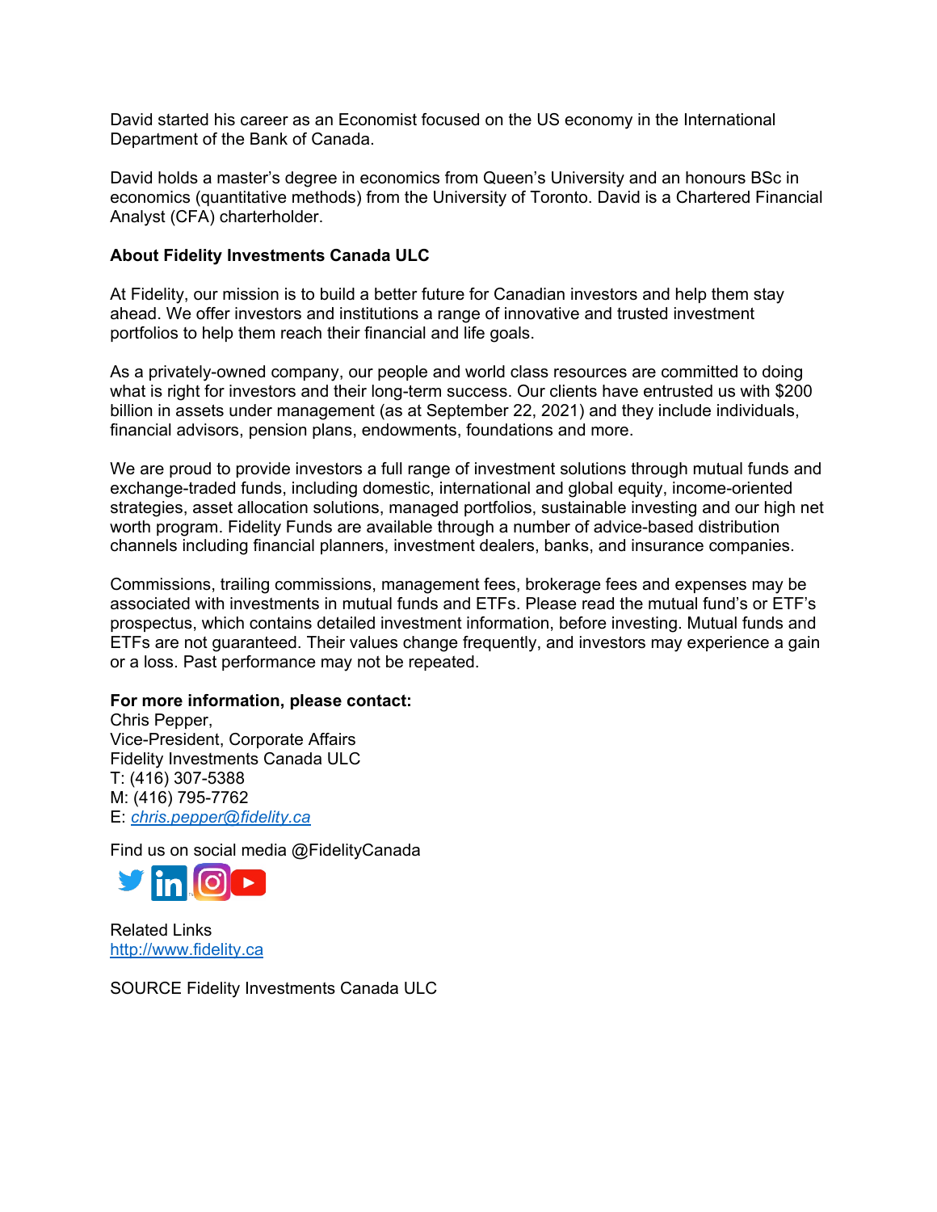David started his career as an Economist focused on the US economy in the International Department of the Bank of Canada.

David holds a master's degree in economics from Queen's University and an honours BSc in economics (quantitative methods) from the University of Toronto. David is a Chartered Financial Analyst (CFA) charterholder.

**About Fidelity Investments Canada ULC**

At Fidelity, our mission is to build a better future for Canadian investors and help them stay ahead. We offer investors and institutions a range of innovative and trusted investment portfolios to help them reach their financial and life goals.

As a privately-owned company, our people and world class resources are committed to doing what is right for investors and their long-term success. Our clients have entrusted us with $200 billion in assets under management (as at September 22, 2021) and they include individuals, financial advisors, pension plans, endowments, foundations and more.

We are proud to provide investors a full range of investment solutions through mutual funds and exchange-traded funds, including domestic, international and global equity, income-oriented strategies, asset allocation solutions, managed portfolios, sustainable investing and our high net worth program. Fidelity Funds are available through a number of advice-based distribution channels including financial planners, investment dealers, banks, and insurance companies.

Commissions, trailing commissions, management fees, brokerage fees and expenses may be associated with investments in mutual funds and ETFs. Please read the mutual fund's or ETF's prospectus, which contains detailed investment information, before investing. Mutual funds and ETFs are not guaranteed. Their values change frequently, and investors may experience a gain or a loss. Past performance may not be repeated.

**For more information, please contact:**
Chris Pepper,
Vice-President, Corporate Affairs
Fidelity Investments Canada ULC
T: (416) 307-5388
M: (416) 795-7762
E: *chris.pepper@fidelity.ca*

Find us on social media @FidelityCanada

Related Links
http://www.fidelity.ca

SOURCE Fidelity Investments Canada ULC